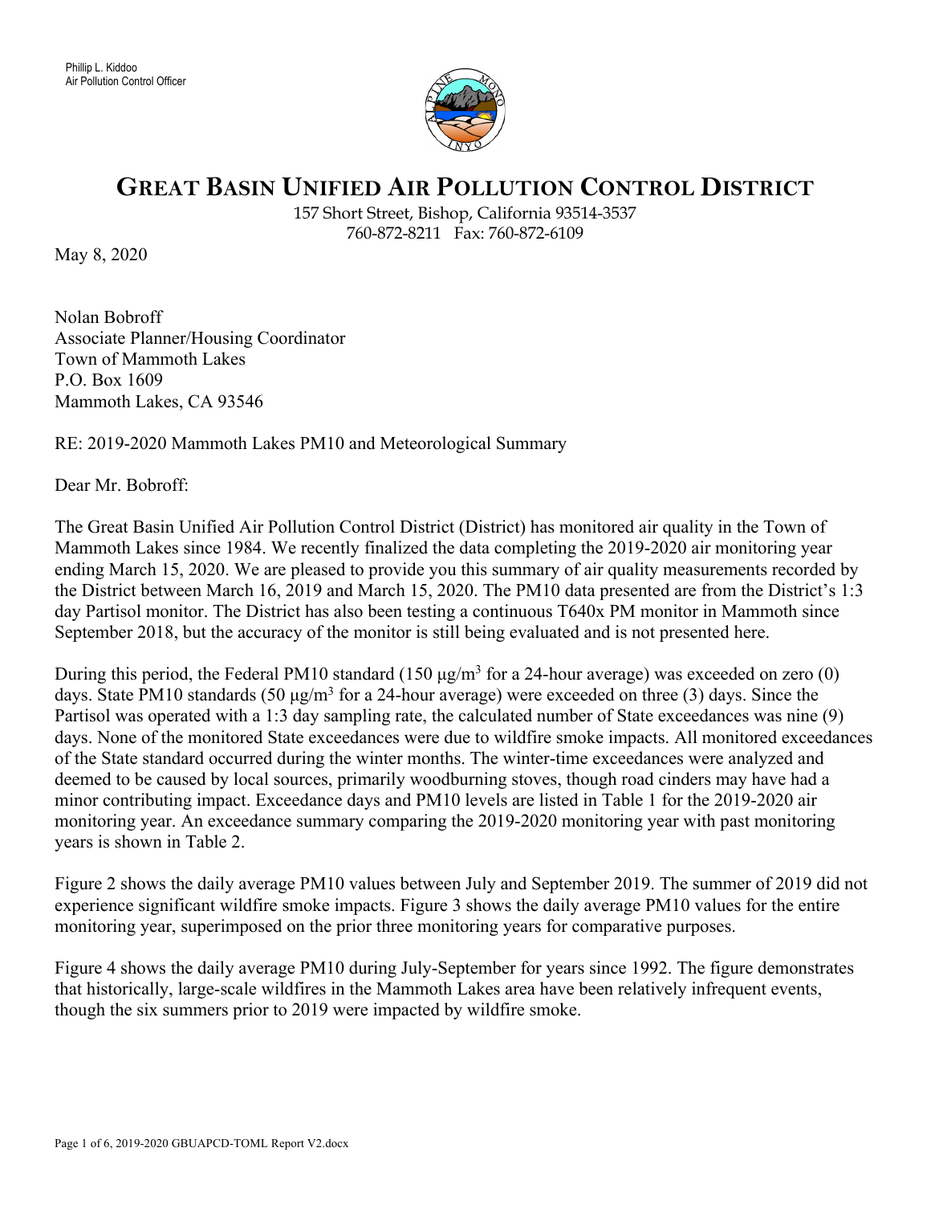Phillip L. Kiddoo
Air Pollution Control Officer

# GREAT BASIN UNIFIED AIR POLLUTION CONTROL DISTRICT

157 Short Street, Bishop, California 93514-3537
760-872-8211 Fax: 760-872-6109

May 8, 2020

Nolan Bobroff
Associate Planner/Housing Coordinator
Town of Mammoth Lakes
P.O. Box 1609
Mammoth Lakes, CA 93546

RE: 2019-2020 Mammoth Lakes PM10 and Meteorological Summary

Dear Mr. Bobroff:

The Great Basin Unified Air Pollution Control District (District) has monitored air quality in the Town of Mammoth Lakes since 1984. We recently finalized the data completing the 2019-2020 air monitoring year ending March 15, 2020. We are pleased to provide you this summary of air quality measurements recorded by the District between March 16, 2019 and March 15, 2020. The PM10 data presented are from the District's 1:3 day Partisol monitor. The District has also been testing a continuous T640x PM monitor in Mammoth since September 2018, but the accuracy of the monitor is still being evaluated and is not presented here.

During this period, the Federal PM10 standard (150 μg/m$^3$ for a 24-hour average) was exceeded on zero (0) days. State PM10 standards (50 μg/m$^3$ for a 24-hour average) were exceeded on three (3) days. Since the Partisol was operated with a 1:3 day sampling rate, the calculated number of State exceedances was nine (9) days. None of the monitored State exceedances were due to wildfire smoke impacts. All monitored exceedances of the State standard occurred during the winter months. The winter-time exceedances were analyzed and deemed to be caused by local sources, primarily woodburning stoves, though road cinders may have had a minor contributing impact. Exceedance days and PM10 levels are listed in Table 1 for the 2019-2020 air monitoring year. An exceedance summary comparing the 2019-2020 monitoring year with past monitoring years is shown in Table 2.

Figure 2 shows the daily average PM10 values between July and September 2019. The summer of 2019 did not experience significant wildfire smoke impacts. Figure 3 shows the daily average PM10 values for the entire monitoring year, superimposed on the prior three monitoring years for comparative purposes.

Figure 4 shows the daily average PM10 during July-September for years since 1992. The figure demonstrates that historically, large-scale wildfires in the Mammoth Lakes area have been relatively infrequent events, though the six summers prior to 2019 were impacted by wildfire smoke.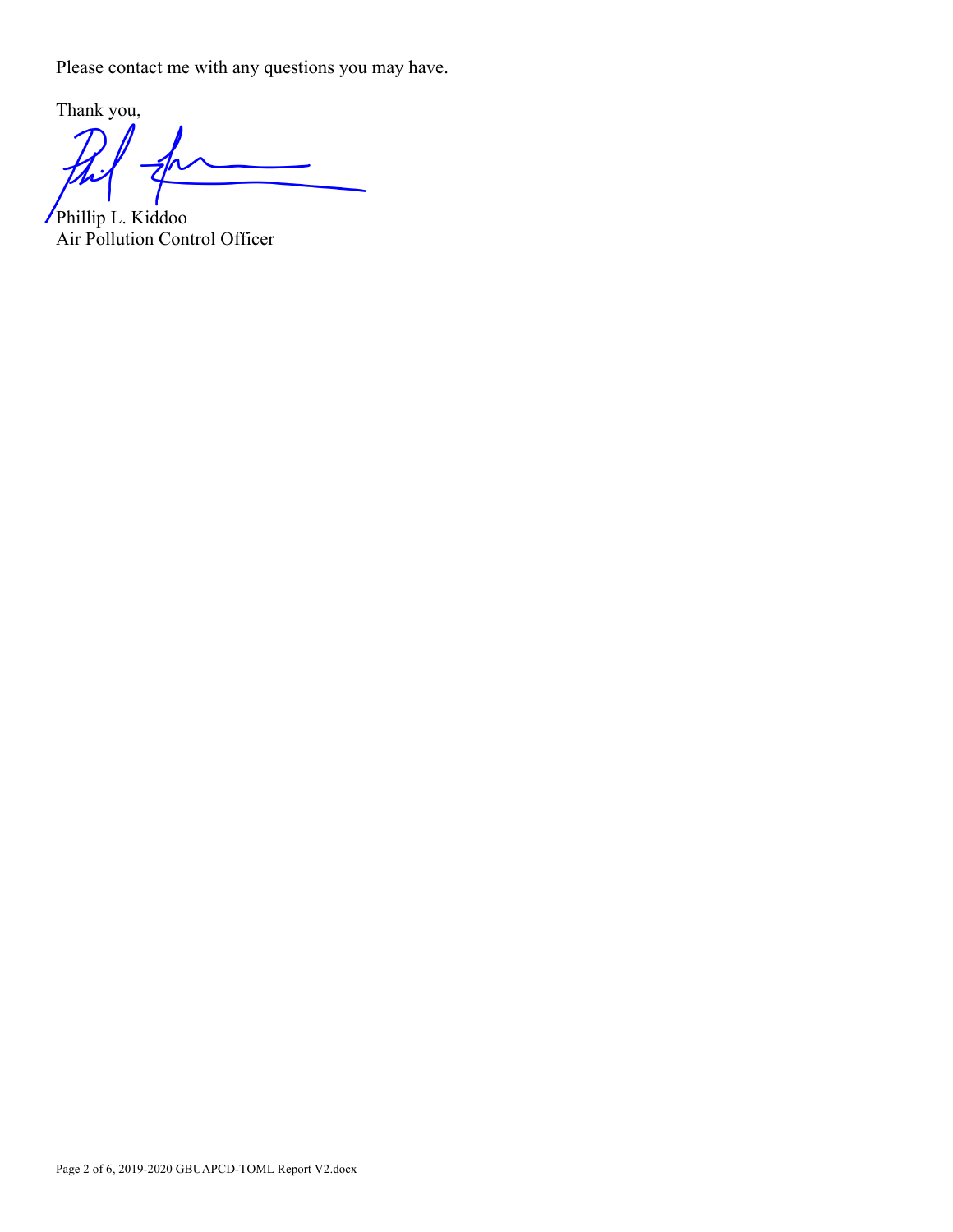Please contact me with any questions you may have.

Thank you,

Phillip L. Kiddoo
Air Pollution Control Officer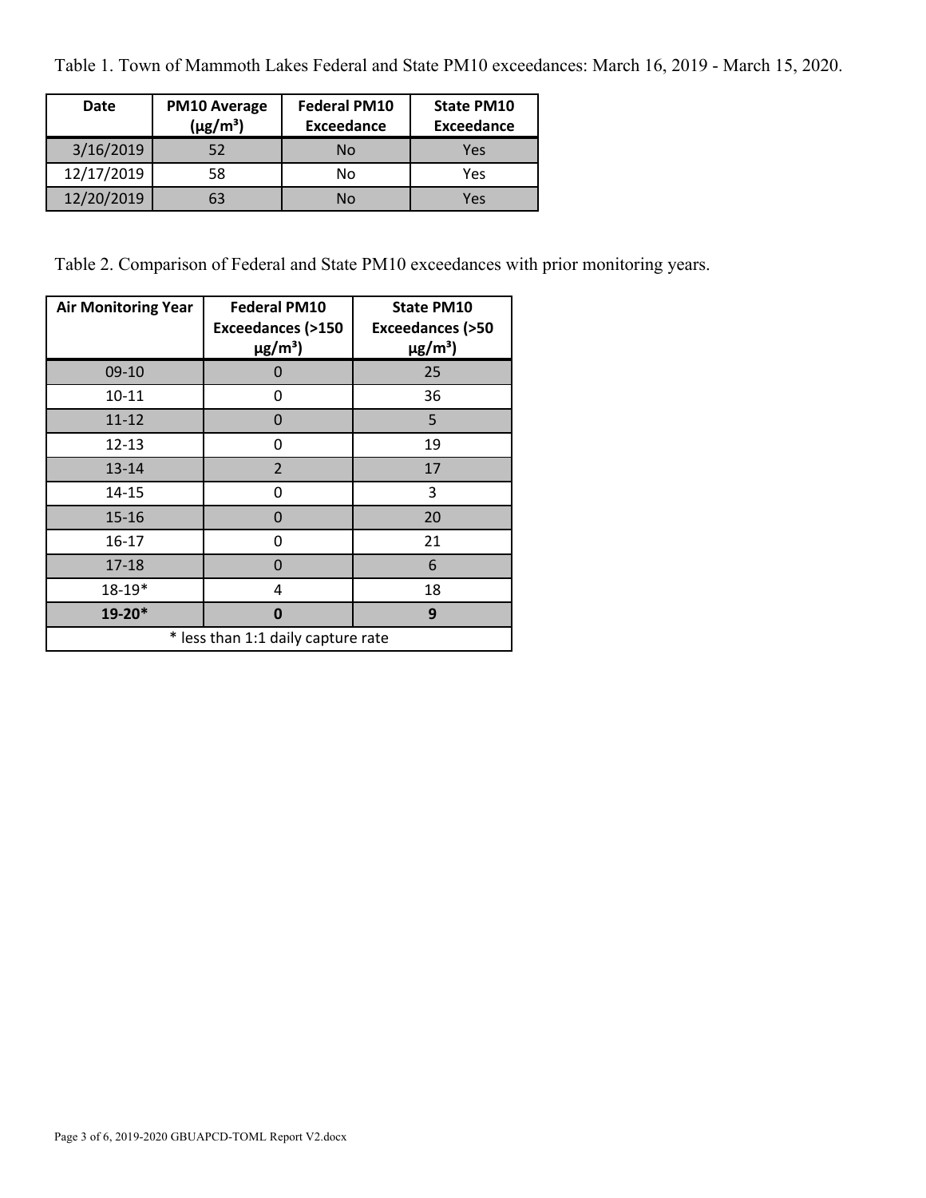Table 1. Town of Mammoth Lakes Federal and State PM10 exceedances: March 16, 2019 - March 15, 2020.

| Date | PM10 Average (μg/m³) | Federal PM10 Exceedance | State PM10 Exceedance |
|---|---|---|---|
| 3/16/2019 | 52 | No | Yes |
| 12/17/2019 | 58 | No | Yes |
| 12/20/2019 | 63 | No | Yes |

Table 2. Comparison of Federal and State PM10 exceedances with prior monitoring years.

| Air Monitoring Year | Federal PM10 Exceedances (>150 μg/m³) | State PM10 Exceedances (>50 μg/m³) |
|---|---|---|
| 09-10 | 0 | 25 |
| 10-11 | 0 | 36 |
| 11-12 | 0 | 5 |
| 12-13 | 0 | 19 |
| 13-14 | 2 | 17 |
| 14-15 | 0 | 3 |
| 15-16 | 0 | 20 |
| 16-17 | 0 | 21 |
| 17-18 | 0 | 6 |
| 18-19* | 4 | 18 |
| **19-20*** | **0** | **9** |
| * less than 1:1 daily capture rate | | |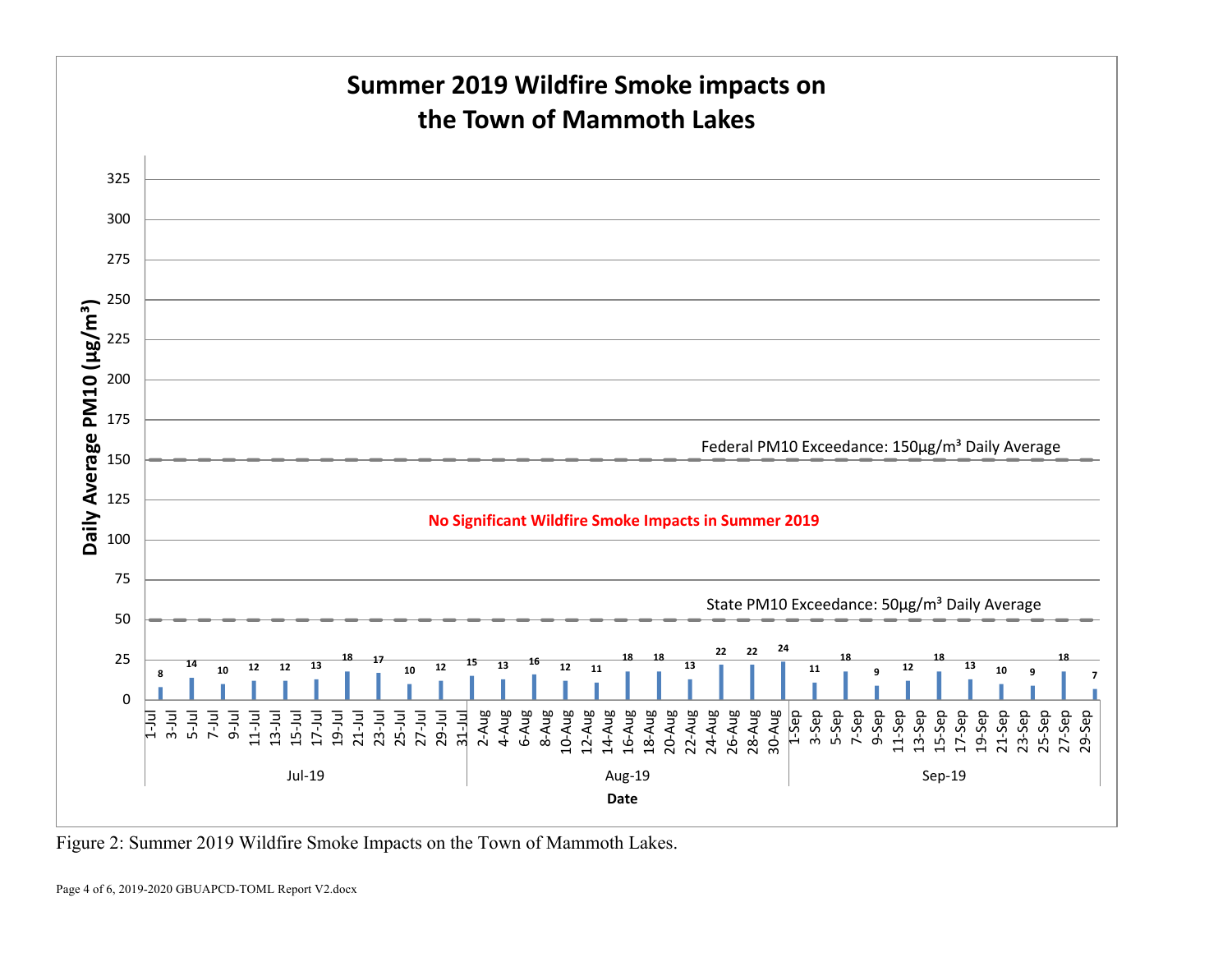## Summer 2019 Wildfire Smoke impacts on the Town of Mammoth Lakes

Daily Average PM10 (µg/m³)

Federal PM10 Exceedance: 150µg/m³ Daily Average

**No Significant Wildfire Smoke Impacts in Summer 2019**

State PM10 Exceedance: 50µg/m³ Daily Average

| Date | PM10 (µg/m³) |
|---|---|
| 1-Jul | 8 |
| 5-Jul | 14 |
| 7-Jul | 10 |
| 11-Jul | 12 |
| 13-Jul | 12 |
| 17-Jul | 13 |
| 19-Jul | 18 |
| 23-Jul | 17 |
| 25-Jul | 10 |
| 29-Jul | 12 |
| 31-Jul | 15 |
| 4-Aug | 13 |
| 6-Aug | 16 |
| 10-Aug | 12 |
| 12-Aug | 11 |
| 16-Aug | 18 |
| 18-Aug | 18 |
| 22-Aug | 13 |
| 24-Aug | 22 |
| 28-Aug | 22 |
| 30-Aug | 24 |
| 3-Sep | 11 |
| 5-Sep | 18 |
| 9-Sep | 9 |
| 11-Sep | 12 |
| 15-Sep | 18 |
| 17-Sep | 13 |
| 21-Sep | 10 |
| 23-Sep | 9 |
| 27-Sep | 18 |
| 29-Sep | 7 |

Date

Figure 2: Summer 2019 Wildfire Smoke Impacts on the Town of Mammoth Lakes.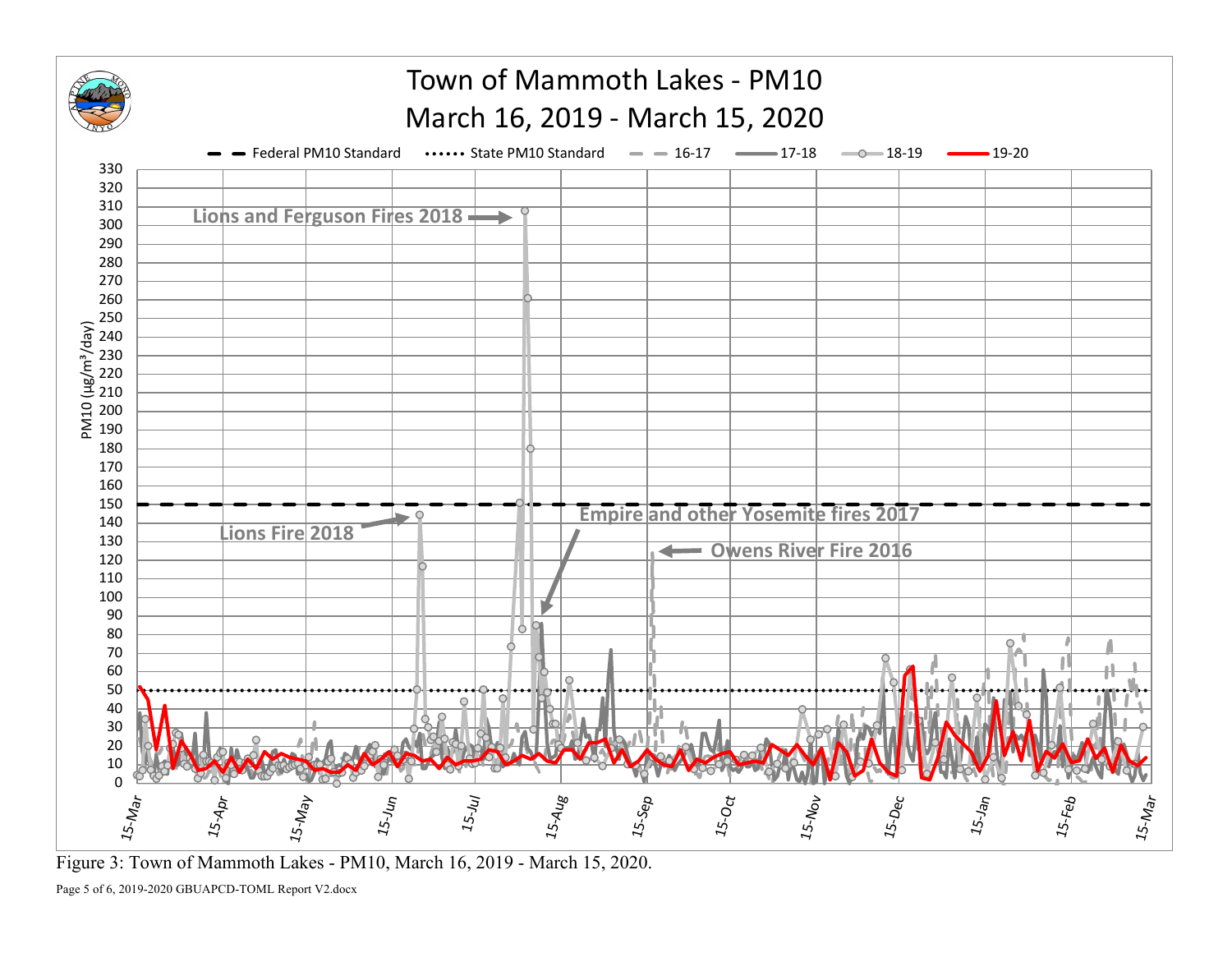# Town of Mammoth Lakes - PM10
## March 16, 2019 - March 15, 2020

Federal PM10 Standard | State PM10 Standard | 16-17 | 17-18 | 18-19 | 19-20

PM10 (μg/m³/day)

Lions and Ferguson Fires 2018

Lions Fire 2018

Empire and other Yosemite fires 2017

Owens River Fire 2016

15-Mar | 15-Apr | 15-May | 15-Jun | 15-Jul | 15-Aug | 15-Sep | 15-Oct | 15-Nov | 15-Dec | 15-Jan | 15-Feb | 15-Mar

Figure 3: Town of Mammoth Lakes - PM10, March 16, 2019 - March 15, 2020.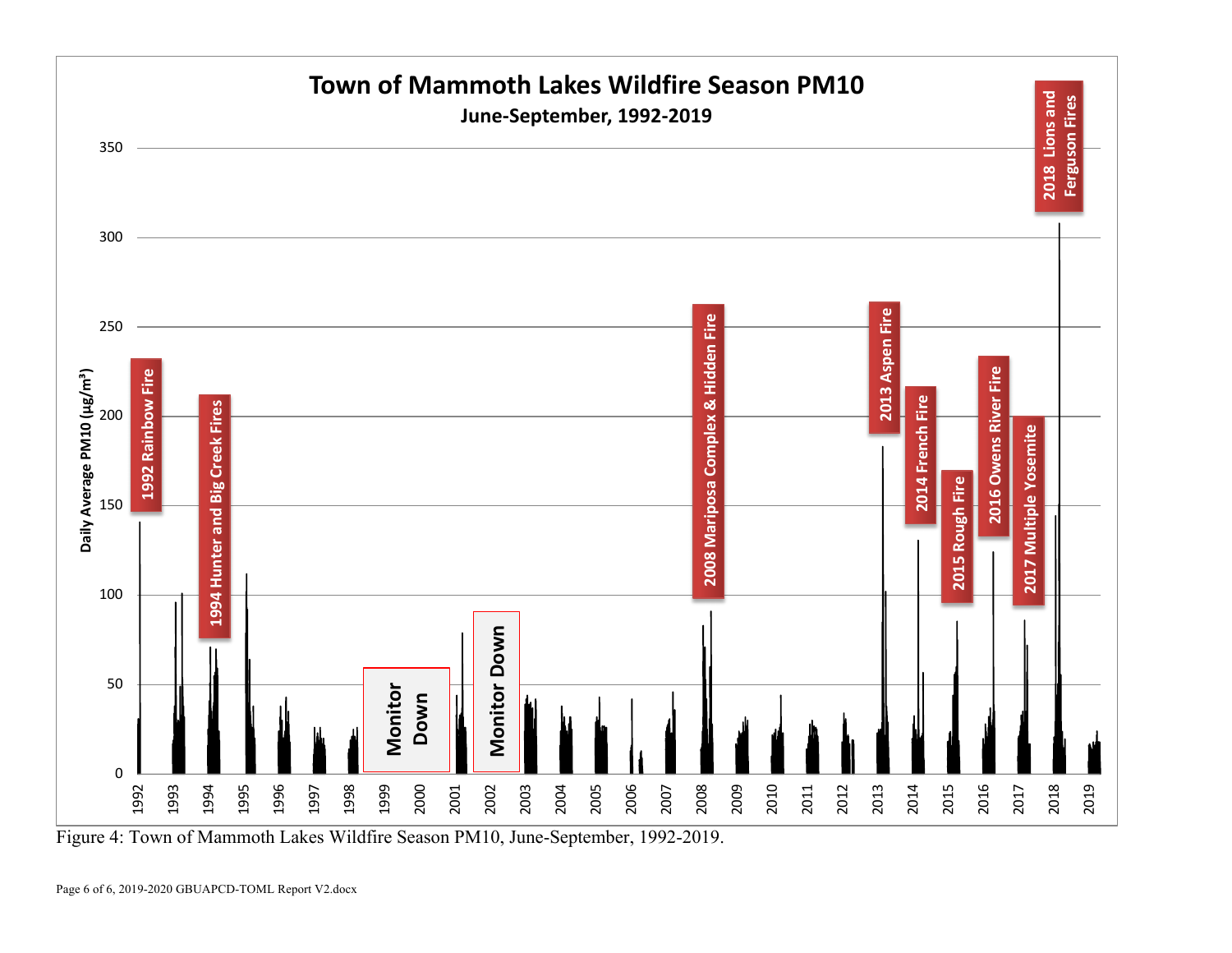Town of Mammoth Lakes Wildfire Season PM10

June-September, 1992-2019

Daily Average PM10 (µg/m³)

350
300
250
200
150
100
50
0

1992 Rainbow Fire
1994 Hunter and Big Creek Fires
Monitor Down
Monitor Down
2008 Mariposa Complex & Hidden Fire
2013 Aspen Fire
2014 French Fire
2015 Rough Fire
2016 Owens River Fire
2017 Multiple Yosemite
2018 Lions and Ferguson Fires

1992 1993 1994 1995 1996 1997 1998 1999 2000 2001 2002 2003 2004 2005 2006 2007 2008 2009 2010 2011 2012 2013 2014 2015 2016 2017 2018 2019

Figure 4: Town of Mammoth Lakes Wildfire Season PM10, June-September, 1992-2019.